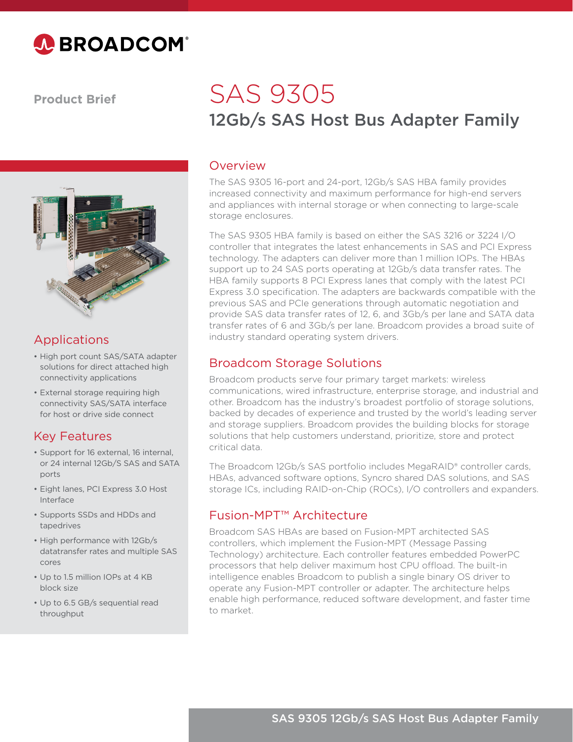Product Brief

# SAS 9305

## 12Gb/s SAS Host Bus Adapter Family

## Overview

The SAS 9305 16-port and 24-port, 12Gb/s SAS HBA family provides increased connectivity and maximum performance for high-end servers and appliances with internal storage or when connecting to large-scale storage enclosures.

The SAS 9305 HBA family is based on either the SAS 3216 or 3224 I/O controller that integrates the latest enhancements in SAS and PCI Express technology. The adapters can deliver more than 1 million IOPs. The HBAs support up to 24 SAS ports operating at 12Gb/s data transfer rates. The HBA family supports 8 PCI Express lanes that comply with the latest PCI Express 3.0 specification. The adapters are backwards compatible with the previous SAS and PCIe generations through automatic negotiation and provide SAS data transfer rates of 12, 6, and 3Gb/s per lane and SATA data transfer rates of 6 and 3Gb/s per lane. Broadcom provides a broad suite of industry standard operating system drivers.

## Applications

- High port count SAS/SATA adapter solutions for direct attached high connectivity applications
- External storage requiring high connectivity SAS/SATA interface for host or drive side connect

## Key Features

- Support for 16 external, 16 internal, or 24 internal 12Gb/S SAS and SATA ports
- Eight lanes, PCI Express 3.0 Host Interface
- Supports SSDs and HDDs and tapedrives
- High performance with 12Gb/s datatransfer rates and multiple SAS cores
- Up to 1.5 million IOPs at 4 KB block size
- Up to 6.5 GB/s sequential read throughput

## Broadcom Storage Solutions

Broadcom products serve four primary target markets: wireless communications, wired infrastructure, enterprise storage, and industrial and other. Broadcom has the industry's broadest portfolio of storage solutions, backed by decades of experience and trusted by the world's leading server and storage suppliers. Broadcom provides the building blocks for storage solutions that help customers understand, prioritize, store and protect critical data.

The Broadcom 12Gb/s SAS portfolio includes MegaRAID® controller cards, HBAs, advanced software options, Syncro shared DAS solutions, and SAS storage ICs, including RAID-on-Chip (ROCs), I/O controllers and expanders.

## Fusion-MPT™ Architecture

Broadcom SAS HBAs are based on Fusion-MPT architected SAS controllers, which implement the Fusion-MPT (Message Passing Technology) architecture. Each controller features embedded PowerPC processors that help deliver maximum host CPU offload. The built-in intelligence enables Broadcom to publish a single binary OS driver to operate any Fusion-MPT controller or adapter. The architecture helps enable high performance, reduced software development, and faster time to market.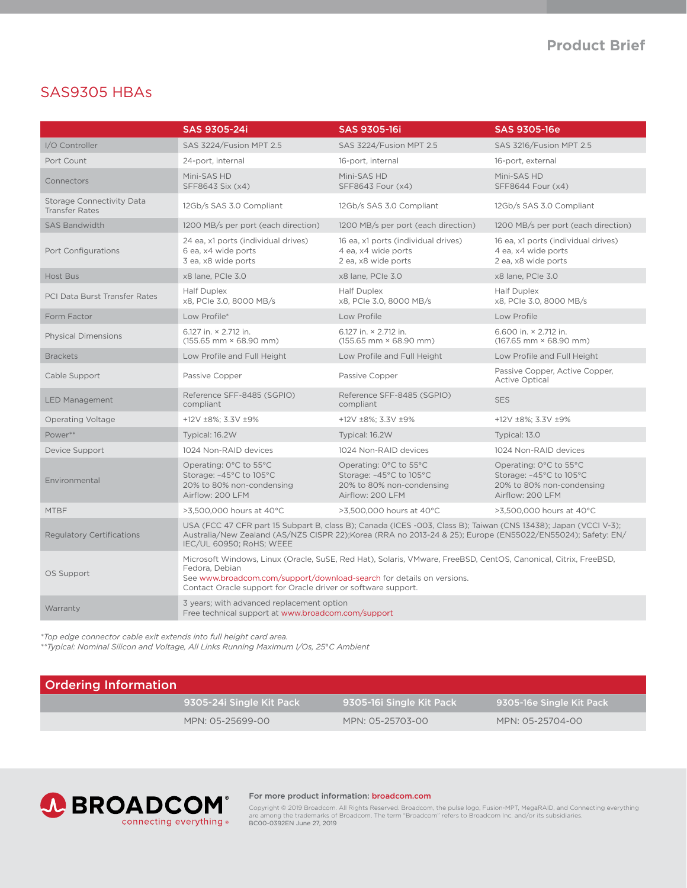## SAS9305 HBAs

| | SAS 9305-24i | SAS 9305-16i | SAS 9305-16e |
|---|---|---|---|
| I/O Controller | SAS 3224/Fusion MPT 2.5 | SAS 3224/Fusion MPT 2.5 | SAS 3216/Fusion MPT 2.5 |
| Port Count | 24-port, internal | 16-port, internal | 16-port, external |
| Connectors | Mini-SAS HD<br>SFF8643 Six (x4) | Mini-SAS HD<br>SFF8643 Four (x4) | Mini-SAS HD<br>SFF8644 Four (x4) |
| Storage Connectivity Data Transfer Rates | 12Gb/s SAS 3.0 Compliant | 12Gb/s SAS 3.0 Compliant | 12Gb/s SAS 3.0 Compliant |
| SAS Bandwidth | 1200 MB/s per port (each direction) | 1200 MB/s per port (each direction) | 1200 MB/s per port (each direction) |
| Port Configurations | 24 ea, x1 ports (individual drives)<br>6 ea, x4 wide ports<br>3 ea, x8 wide ports | 16 ea, x1 ports (individual drives)<br>4 ea, x4 wide ports<br>2 ea, x8 wide ports | 16 ea, x1 ports (individual drives)<br>4 ea, x4 wide ports<br>2 ea, x8 wide ports |
| Host Bus | x8 lane, PCIe 3.0 | x8 lane, PCIe 3.0 | x8 lane, PCIe 3.0 |
| PCI Data Burst Transfer Rates | Half Duplex<br>x8, PCIe 3.0, 8000 MB/s | Half Duplex<br>x8, PCIe 3.0, 8000 MB/s | Half Duplex<br>x8, PCIe 3.0, 8000 MB/s |
| Form Factor | Low Profile* | Low Profile | Low Profile |
| Physical Dimensions | 6.127 in. × 2.712 in.<br>(155.65 mm × 68.90 mm) | 6.127 in. × 2.712 in.<br>(155.65 mm × 68.90 mm) | 6.600 in. × 2.712 in.<br>(167.65 mm × 68.90 mm) |
| Brackets | Low Profile and Full Height | Low Profile and Full Height | Low Profile and Full Height |
| Cable Support | Passive Copper | Passive Copper | Passive Copper, Active Copper, Active Optical |
| LED Management | Reference SFF-8485 (SGPIO) compliant | Reference SFF-8485 (SGPIO) compliant | SES |
| Operating Voltage | +12V ±8%; 3.3V ±9% | +12V ±8%; 3.3V ±9% | +12V ±8%; 3.3V ±9% |
| Power** | Typical: 16.2W | Typical: 16.2W | Typical: 13.0 |
| Device Support | 1024 Non-RAID devices | 1024 Non-RAID devices | 1024 Non-RAID devices |
| Environmental | Operating: 0°C to 55°C<br>Storage: –45°C to 105°C<br>20% to 80% non-condensing<br>Airflow: 200 LFM | Operating: 0°C to 55°C<br>Storage: –45°C to 105°C<br>20% to 80% non-condensing<br>Airflow: 200 LFM | Operating: 0°C to 55°C<br>Storage: –45°C to 105°C<br>20% to 80% non-condensing<br>Airflow: 200 LFM |
| MTBF | >3,500,000 hours at 40°C | >3,500,000 hours at 40°C | >3,500,000 hours at 40°C |
| Regulatory Certifications | USA (FCC 47 CFR part 15 Subpart B, class B); Canada (ICES -003, Class B); Taiwan (CNS 13438); Japan (VCCI V-3); Australia/New Zealand (AS/NZS CISPR 22);Korea (RRA no 2013-24 & 25); Europe (EN55022/EN55024); Safety: EN/IEC/UL 60950; RoHS; WEEE | | |
| OS Support | Microsoft Windows, Linux (Oracle, SuSE, Red Hat), Solaris, VMware, FreeBSD, CentOS, Canonical, Citrix, FreeBSD, Fedora, Debian<br>See www.broadcom.com/support/download-search for details on versions.<br>Contact Oracle support for Oracle driver or software support. | | |
| Warranty | 3 years; with advanced replacement option<br>Free technical support at www.broadcom.com/support | | |

*Top edge connector cable exit extends into full height card area.
**Typical: Nominal Silicon and Voltage, All Links Running Maximum I/Os, 25°C Ambient

## Ordering Information

| | 9305-24i Single Kit Pack | 9305-16i Single Kit Pack | 9305-16e Single Kit Pack |
|---|---|---|---|
| | MPN: 05-25699-00 | MPN: 05-25703-00 | MPN: 05-25704-00 |

BROADCOM®
connecting everything®

For more product information: broadcom.com

Copyright © 2019 Broadcom. All Rights Reserved. Broadcom, the pulse logo, Fusion-MPT, MegaRAID, and Connecting everything are among the trademarks of Broadcom. The term "Broadcom" refers to Broadcom Inc. and/or its subsidiaries.
BC00-0392EN June 27, 2019